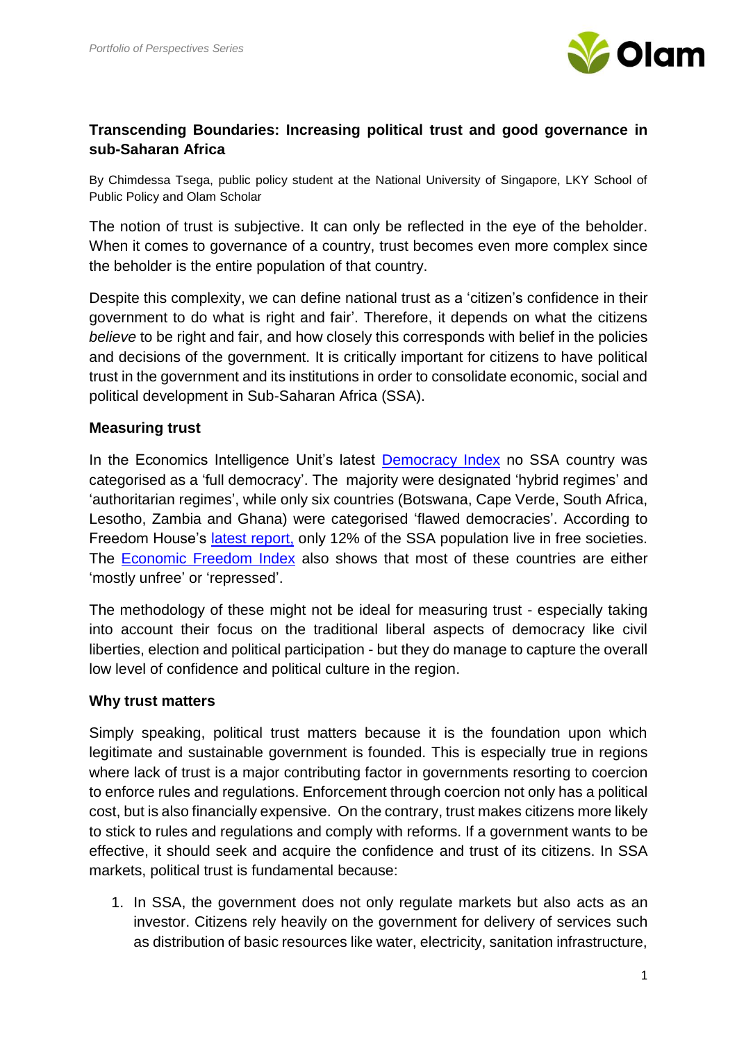# Transcending Boundaries: Increasing political trust and good governance in sub-Saharan Africa

By Chimdessa Tsega, public policy student at the National University of Singapore, LKY School of Public Policy and Olam Scholar

The notion of trust is subjective. It can only be reflected in the eye of the beholder. When it comes to governance of a country, trust becomes even more complex since the beholder is the entire population of that country.

Despite this complexity, we can define national trust as a 'citizen's confidence in their government to do what is right and fair'. Therefore, it depends on what the citizens *believe* to be right and fair, and how closely this corresponds with belief in the policies and decisions of the government. It is critically important for citizens to have political trust in the government and its institutions in order to consolidate economic, social and political development in Sub-Saharan Africa (SSA).

## Measuring trust

In the Economics Intelligence Unit's latest Democracy Index no SSA country was categorised as a 'full democracy'. The majority were designated 'hybrid regimes' and 'authoritarian regimes', while only six countries (Botswana, Cape Verde, South Africa, Lesotho, Zambia and Ghana) were categorised 'flawed democracies'. According to Freedom House's latest report, only 12% of the SSA population live in free societies. The Economic Freedom Index also shows that most of these countries are either 'mostly unfree' or 'repressed'.

The methodology of these might not be ideal for measuring trust - especially taking into account their focus on the traditional liberal aspects of democracy like civil liberties, election and political participation - but they do manage to capture the overall low level of confidence and political culture in the region.

## Why trust matters

Simply speaking, political trust matters because it is the foundation upon which legitimate and sustainable government is founded. This is especially true in regions where lack of trust is a major contributing factor in governments resorting to coercion to enforce rules and regulations. Enforcement through coercion not only has a political cost, but is also financially expensive. On the contrary, trust makes citizens more likely to stick to rules and regulations and comply with reforms. If a government wants to be effective, it should seek and acquire the confidence and trust of its citizens. In SSA markets, political trust is fundamental because:

1. In SSA, the government does not only regulate markets but also acts as an investor. Citizens rely heavily on the government for delivery of services such as distribution of basic resources like water, electricity, sanitation infrastructure,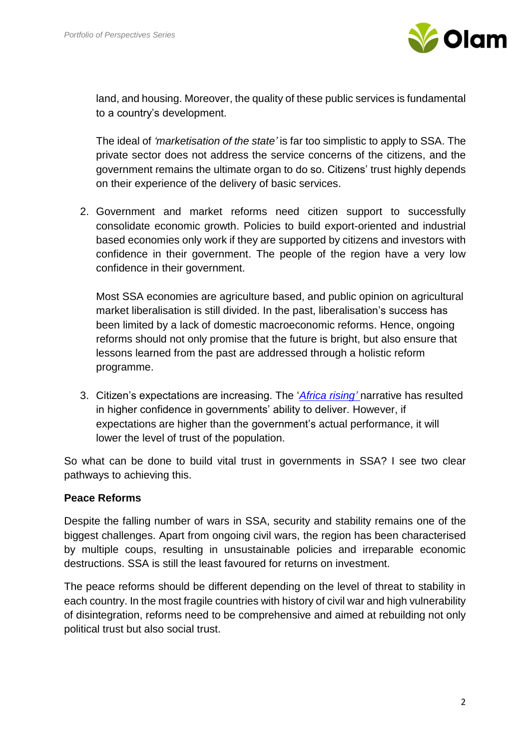land, and housing. Moreover, the quality of these public services is fundamental to a country's development.

The ideal of *'marketisation of the state'* is far too simplistic to apply to SSA. The private sector does not address the service concerns of the citizens, and the government remains the ultimate organ to do so. Citizens' trust highly depends on their experience of the delivery of basic services.

2. Government and market reforms need citizen support to successfully consolidate economic growth. Policies to build export-oriented and industrial based economies only work if they are supported by citizens and investors with confidence in their government. The people of the region have a very low confidence in their government.

   Most SSA economies are agriculture based, and public opinion on agricultural market liberalisation is still divided. In the past, liberalisation's success has been limited by a lack of domestic macroeconomic reforms. Hence, ongoing reforms should not only promise that the future is bright, but also ensure that lessons learned from the past are addressed through a holistic reform programme.

3. Citizen's expectations are increasing. The '*Africa rising'* narrative has resulted in higher confidence in governments' ability to deliver. However, if expectations are higher than the government's actual performance, it will lower the level of trust of the population.

So what can be done to build vital trust in governments in SSA? I see two clear pathways to achieving this.

**Peace Reforms**

Despite the falling number of wars in SSA, security and stability remains one of the biggest challenges. Apart from ongoing civil wars, the region has been characterised by multiple coups, resulting in unsustainable policies and irreparable economic destructions. SSA is still the least favoured for returns on investment.

The peace reforms should be different depending on the level of threat to stability in each country. In the most fragile countries with history of civil war and high vulnerability of disintegration, reforms need to be comprehensive and aimed at rebuilding not only political trust but also social trust.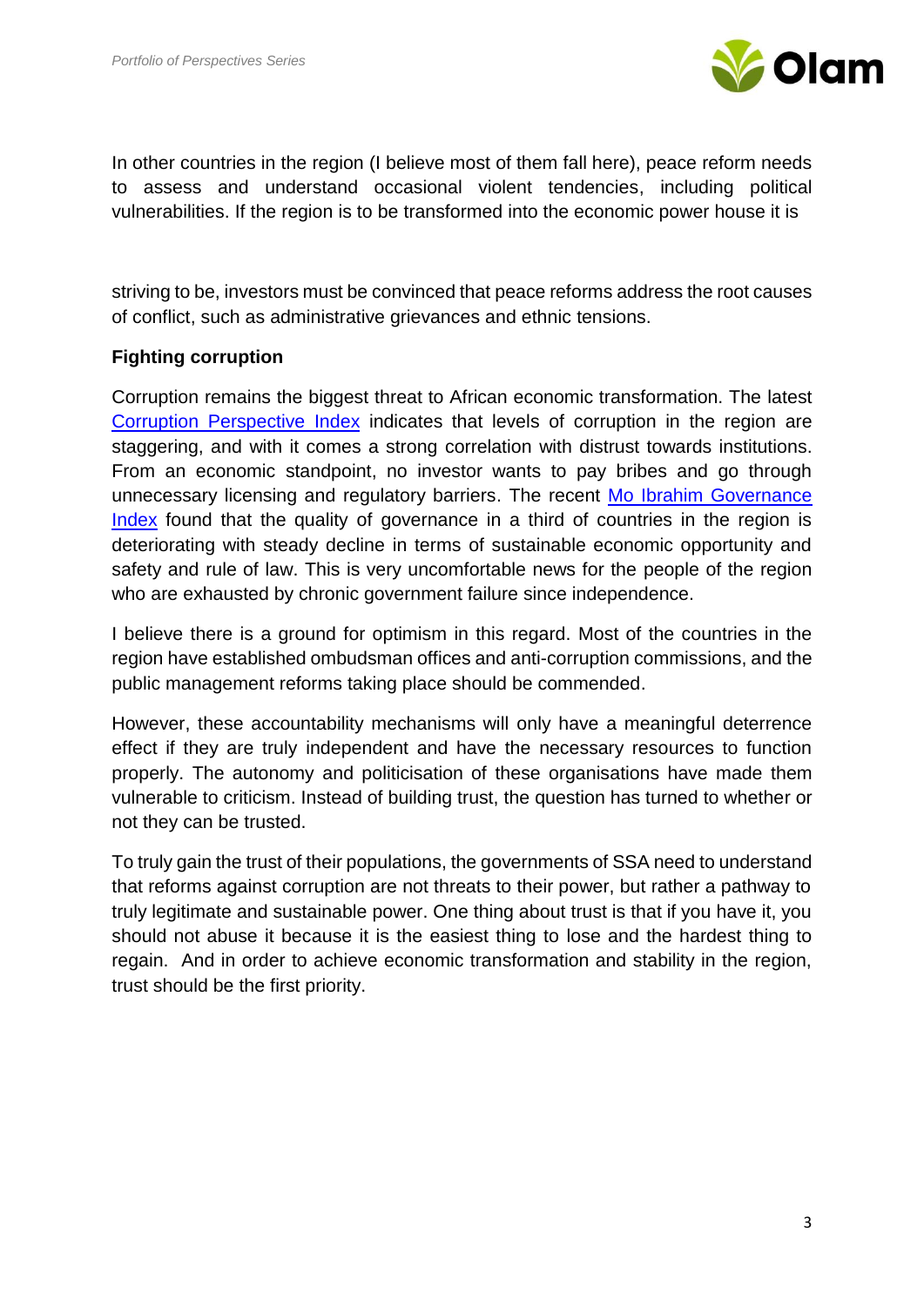In other countries in the region (I believe most of them fall here), peace reform needs to assess and understand occasional violent tendencies, including political vulnerabilities. If the region is to be transformed into the economic power house it is striving to be, investors must be convinced that peace reforms address the root causes of conflict, such as administrative grievances and ethnic tensions.

**Fighting corruption**

Corruption remains the biggest threat to African economic transformation. The latest Corruption Perspective Index indicates that levels of corruption in the region are staggering, and with it comes a strong correlation with distrust towards institutions. From an economic standpoint, no investor wants to pay bribes and go through unnecessary licensing and regulatory barriers. The recent Mo Ibrahim Governance Index found that the quality of governance in a third of countries in the region is deteriorating with steady decline in terms of sustainable economic opportunity and safety and rule of law. This is very uncomfortable news for the people of the region who are exhausted by chronic government failure since independence.

I believe there is a ground for optimism in this regard. Most of the countries in the region have established ombudsman offices and anti-corruption commissions, and the public management reforms taking place should be commended.

However, these accountability mechanisms will only have a meaningful deterrence effect if they are truly independent and have the necessary resources to function properly. The autonomy and politicisation of these organisations have made them vulnerable to criticism. Instead of building trust, the question has turned to whether or not they can be trusted.

To truly gain the trust of their populations, the governments of SSA need to understand that reforms against corruption are not threats to their power, but rather a pathway to truly legitimate and sustainable power. One thing about trust is that if you have it, you should not abuse it because it is the easiest thing to lose and the hardest thing to regain. And in order to achieve economic transformation and stability in the region, trust should be the first priority.